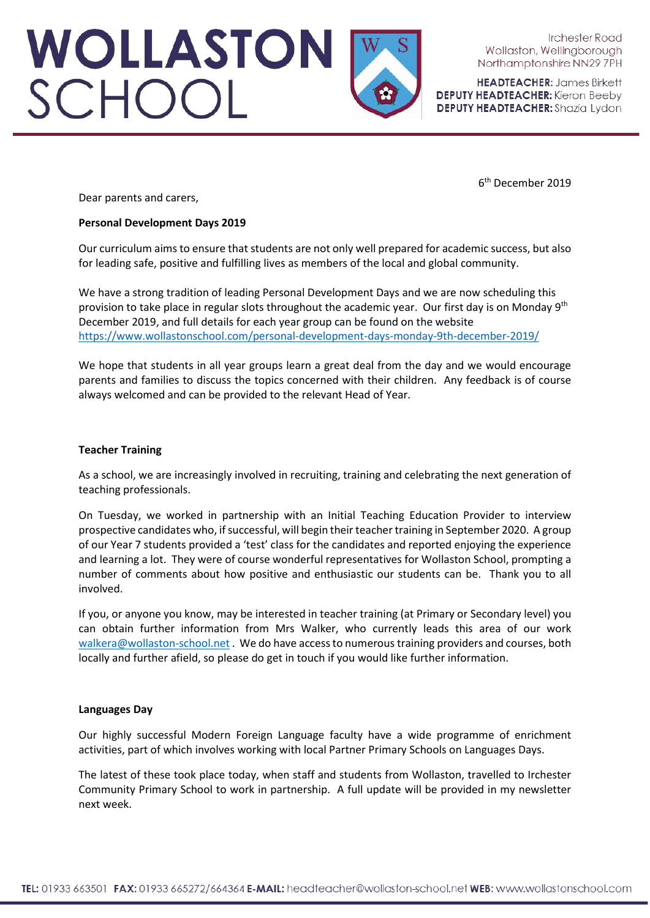# WOLLASTON SCHOOL

Irchester Road
Wollaston, Wellingborough
Northamptonshire NN29 7PH

**HEADTEACHER:** James Birkett
**DEPUTY HEADTEACHER:** Kieron Beeby
**DEPUTY HEADTEACHER:** Shazia Lydon

6th December 2019

Dear parents and carers,

**Personal Development Days 2019**

Our curriculum aims to ensure that students are not only well prepared for academic success, but also for leading safe, positive and fulfilling lives as members of the local and global community.

We have a strong tradition of leading Personal Development Days and we are now scheduling this provision to take place in regular slots throughout the academic year. Our first day is on Monday 9th December 2019, and full details for each year group can be found on the website https://www.wollastonschool.com/personal-development-days-monday-9th-december-2019/

We hope that students in all year groups learn a great deal from the day and we would encourage parents and families to discuss the topics concerned with their children. Any feedback is of course always welcomed and can be provided to the relevant Head of Year.

**Teacher Training**

As a school, we are increasingly involved in recruiting, training and celebrating the next generation of teaching professionals.

On Tuesday, we worked in partnership with an Initial Teaching Education Provider to interview prospective candidates who, if successful, will begin their teacher training in September 2020. A group of our Year 7 students provided a 'test' class for the candidates and reported enjoying the experience and learning a lot. They were of course wonderful representatives for Wollaston School, prompting a number of comments about how positive and enthusiastic our students can be. Thank you to all involved.

If you, or anyone you know, may be interested in teacher training (at Primary or Secondary level) you can obtain further information from Mrs Walker, who currently leads this area of our work walkera@wollaston-school.net . We do have access to numerous training providers and courses, both locally and further afield, so please do get in touch if you would like further information.

**Languages Day**

Our highly successful Modern Foreign Language faculty have a wide programme of enrichment activities, part of which involves working with local Partner Primary Schools on Languages Days.

The latest of these took place today, when staff and students from Wollaston, travelled to Irchester Community Primary School to work in partnership. A full update will be provided in my newsletter next week.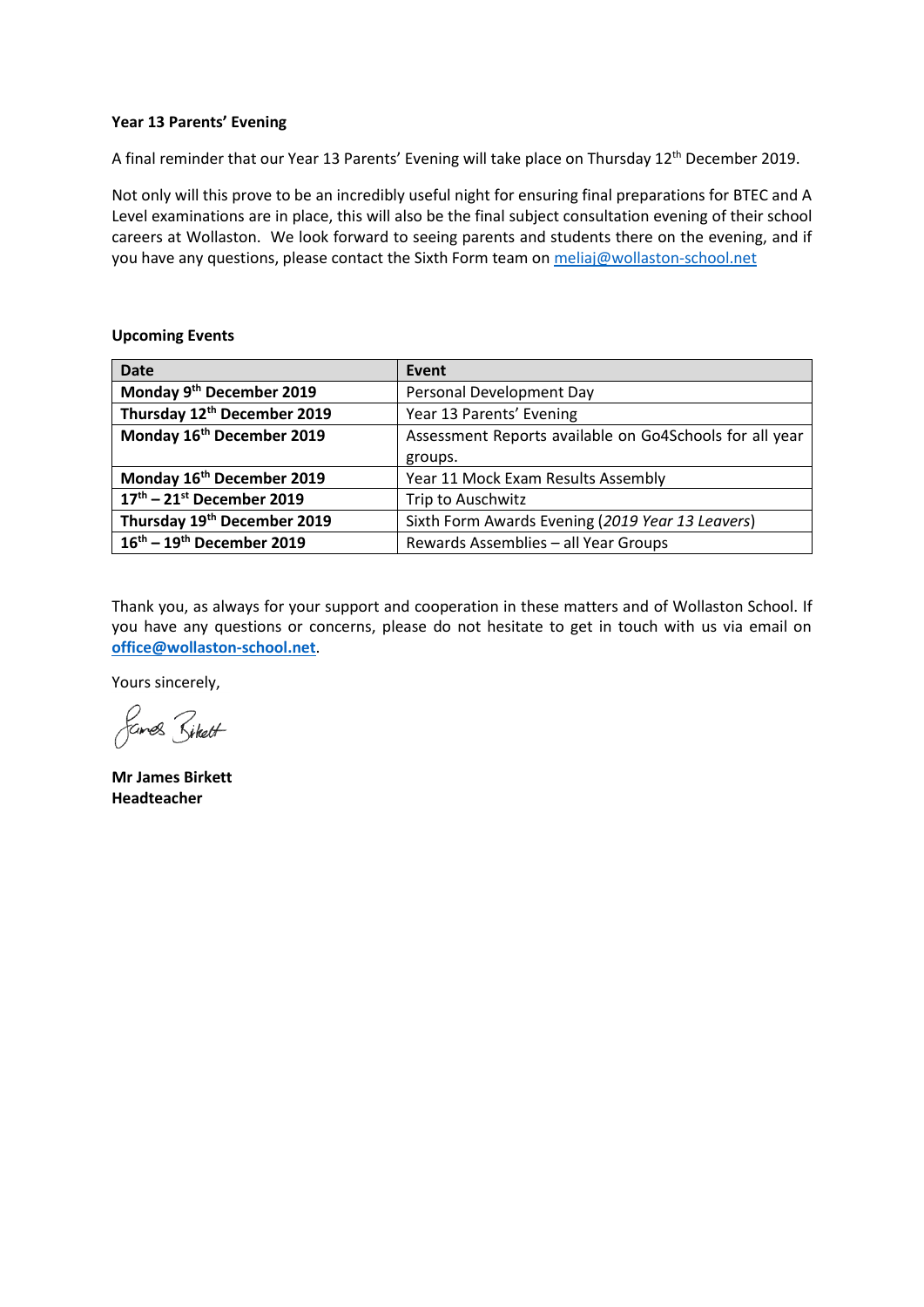**Year 13 Parents' Evening**

A final reminder that our Year 13 Parents' Evening will take place on Thursday 12th December 2019.

Not only will this prove to be an incredibly useful night for ensuring final preparations for BTEC and A Level examinations are in place, this will also be the final subject consultation evening of their school careers at Wollaston. We look forward to seeing parents and students there on the evening, and if you have any questions, please contact the Sixth Form team on meliaj@wollaston-school.net

**Upcoming Events**

| Date | Event |
|---|---|
| **Monday 9th December 2019** | Personal Development Day |
| **Thursday 12th December 2019** | Year 13 Parents' Evening |
| **Monday 16th December 2019** | Assessment Reports available on Go4Schools for all year groups. |
| **Monday 16th December 2019** | Year 11 Mock Exam Results Assembly |
| **17th – 21st December 2019** | Trip to Auschwitz |
| **Thursday 19th December 2019** | Sixth Form Awards Evening (*2019 Year 13 Leavers*) |
| **16th – 19th December 2019** | Rewards Assemblies – all Year Groups |

Thank you, as always for your support and cooperation in these matters and of Wollaston School. If you have any questions or concerns, please do not hesitate to get in touch with us via email on **office@wollaston-school.net**.

Yours sincerely,

James Birkett

**Mr James Birkett**
**Headteacher**